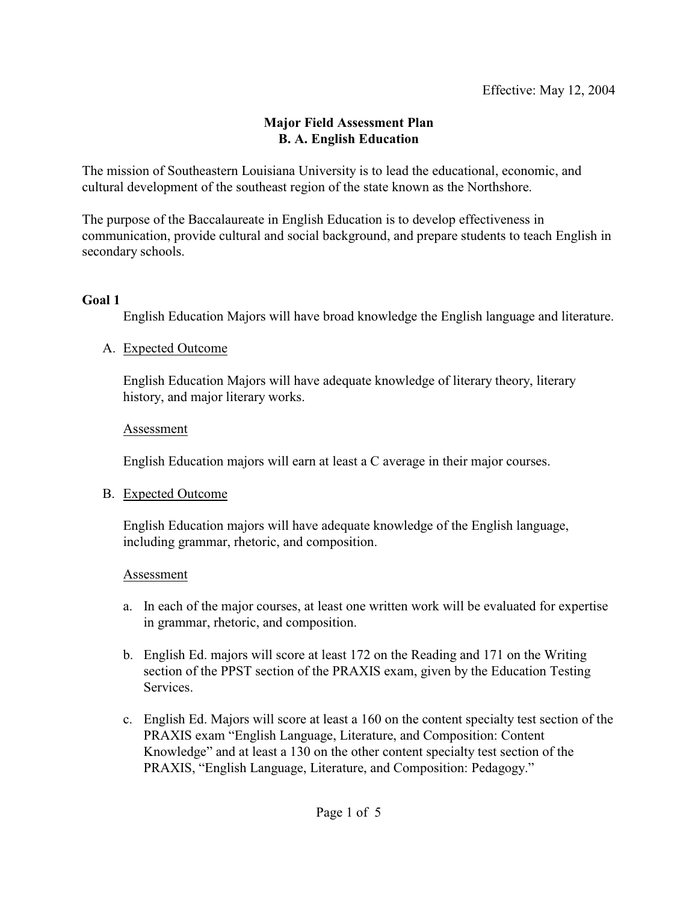Effective: May 12, 2004

# Major Field Assessment Plan
## B. A. English Education

The mission of Southeastern Louisiana University is to lead the educational, economic, and cultural development of the southeast region of the state known as the Northshore.

The purpose of the Baccalaureate in English Education is to develop effectiveness in communication, provide cultural and social background, and prepare students to teach English in secondary schools.

**Goal 1**

English Education Majors will have broad knowledge the English language and literature.

A. Expected Outcome

English Education Majors will have adequate knowledge of literary theory, literary history, and major literary works.

Assessment

English Education majors will earn at least a C average in their major courses.

B. Expected Outcome

English Education majors will have adequate knowledge of the English language, including grammar, rhetoric, and composition.

Assessment

a. In each of the major courses, at least one written work will be evaluated for expertise in grammar, rhetoric, and composition.

b. English Ed. majors will score at least 172 on the Reading and 171 on the Writing section of the PPST section of the PRAXIS exam, given by the Education Testing Services.

c. English Ed. Majors will score at least a 160 on the content specialty test section of the PRAXIS exam "English Language, Literature, and Composition: Content Knowledge" and at least a 130 on the other content specialty test section of the PRAXIS, "English Language, Literature, and Composition: Pedagogy."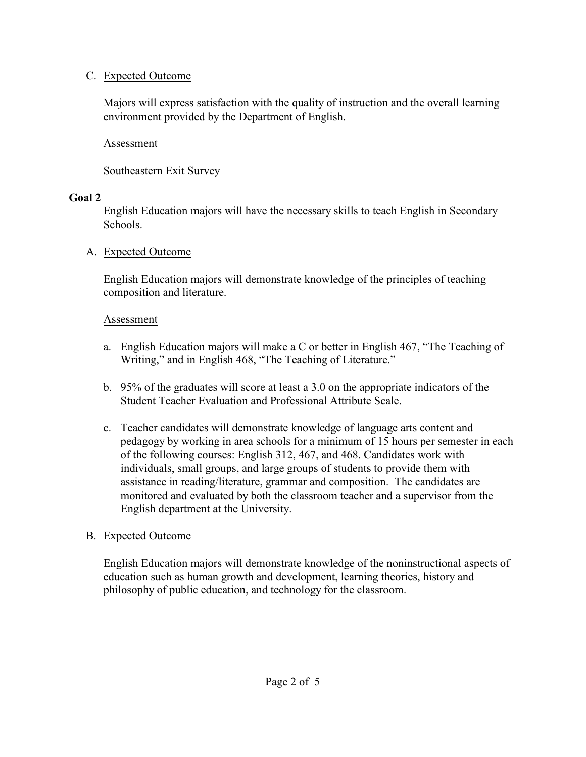C. Expected Outcome

Majors will express satisfaction with the quality of instruction and the overall learning environment provided by the Department of English.

Assessment

Southeastern Exit Survey

**Goal 2**

English Education majors will have the necessary skills to teach English in Secondary Schools.

A. Expected Outcome

English Education majors will demonstrate knowledge of the principles of teaching composition and literature.

Assessment

a. English Education majors will make a C or better in English 467, "The Teaching of Writing," and in English 468, "The Teaching of Literature."

b. 95% of the graduates will score at least a 3.0 on the appropriate indicators of the Student Teacher Evaluation and Professional Attribute Scale.

c. Teacher candidates will demonstrate knowledge of language arts content and pedagogy by working in area schools for a minimum of 15 hours per semester in each of the following courses: English 312, 467, and 468. Candidates work with individuals, small groups, and large groups of students to provide them with assistance in reading/literature, grammar and composition. The candidates are monitored and evaluated by both the classroom teacher and a supervisor from the English department at the University.

B. Expected Outcome

English Education majors will demonstrate knowledge of the noninstructional aspects of education such as human growth and development, learning theories, history and philosophy of public education, and technology for the classroom.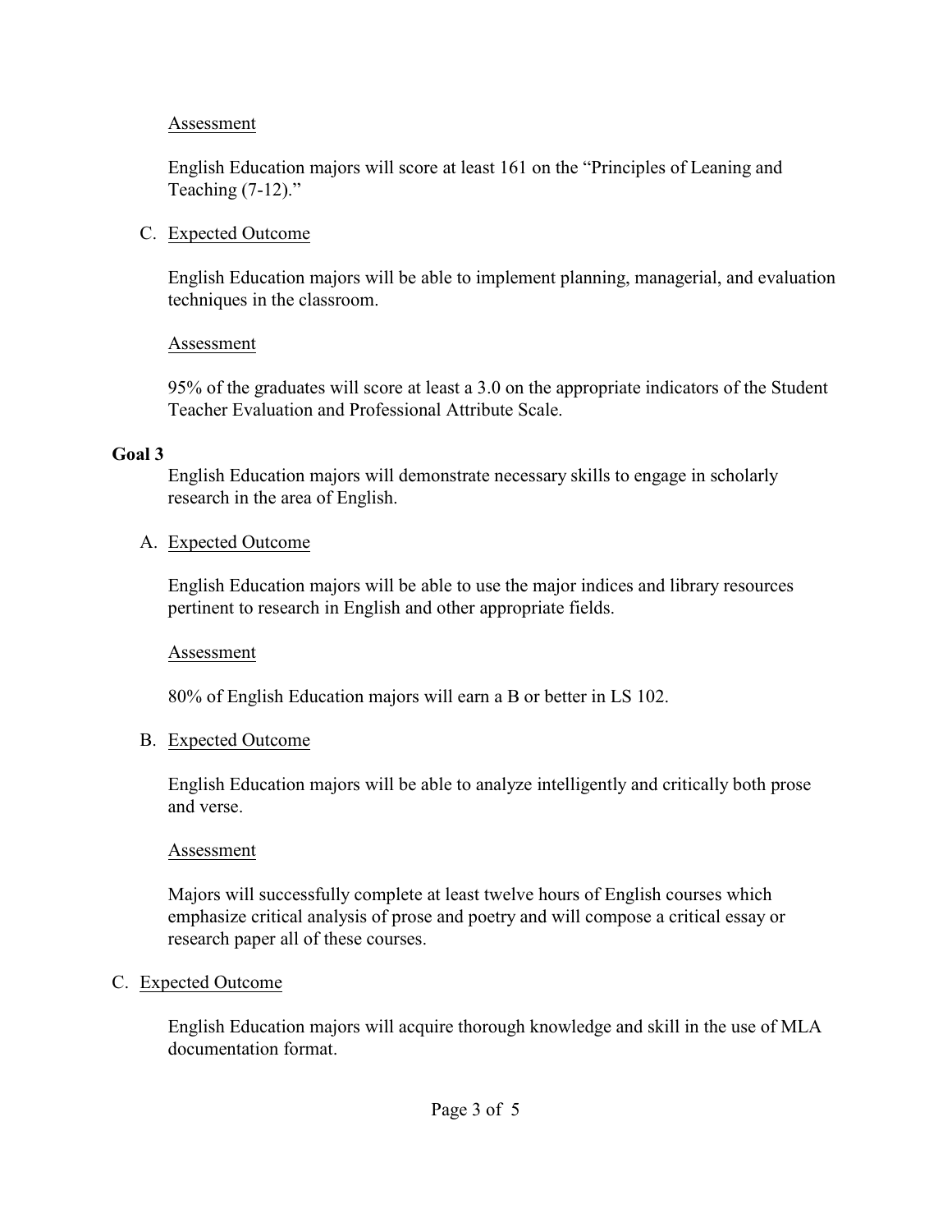Assessment

English Education majors will score at least 161 on the "Principles of Leaning and Teaching (7-12)."

C. Expected Outcome

English Education majors will be able to implement planning, managerial, and evaluation techniques in the classroom.

Assessment

95% of the graduates will score at least a 3.0 on the appropriate indicators of the Student Teacher Evaluation and Professional Attribute Scale.

**Goal 3**

English Education majors will demonstrate necessary skills to engage in scholarly research in the area of English.

A. Expected Outcome

English Education majors will be able to use the major indices and library resources pertinent to research in English and other appropriate fields.

Assessment

80% of English Education majors will earn a B or better in LS 102.

B. Expected Outcome

English Education majors will be able to analyze intelligently and critically both prose and verse.

Assessment

Majors will successfully complete at least twelve hours of English courses which emphasize critical analysis of prose and poetry and will compose a critical essay or research paper all of these courses.

C. Expected Outcome

English Education majors will acquire thorough knowledge and skill in the use of MLA documentation format.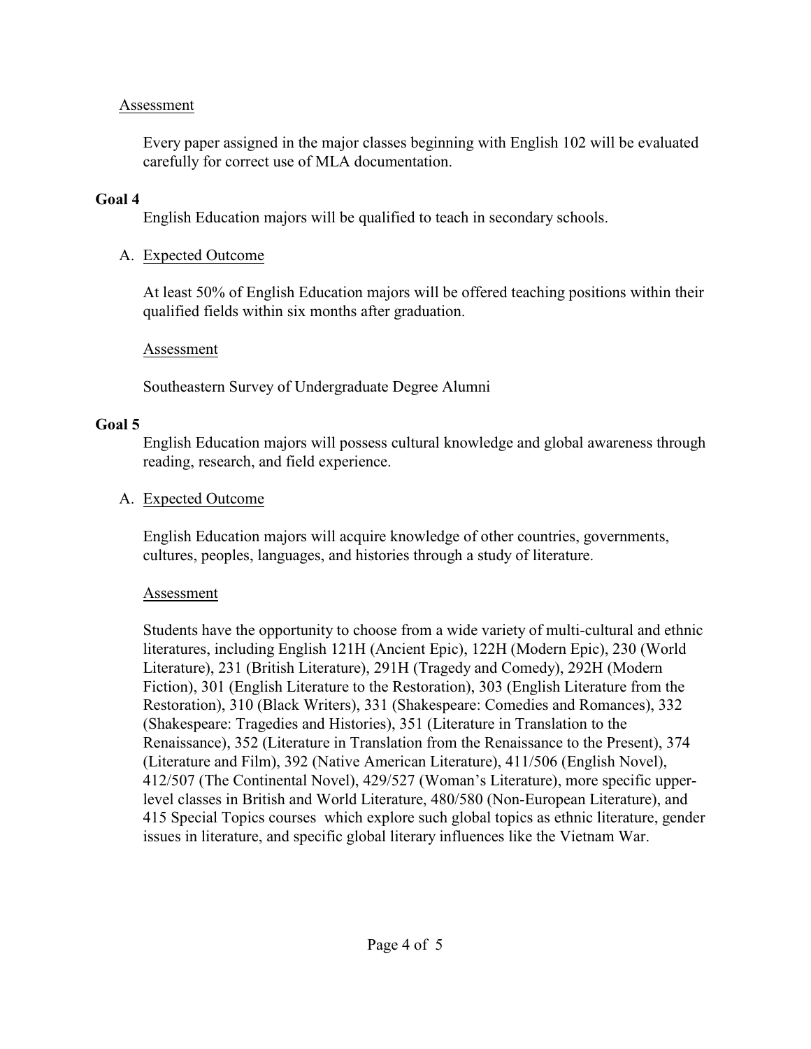Assessment

Every paper assigned in the major classes beginning with English 102 will be evaluated carefully for correct use of MLA documentation.

**Goal 4**

English Education majors will be qualified to teach in secondary schools.

A. Expected Outcome

At least 50% of English Education majors will be offered teaching positions within their qualified fields within six months after graduation.

Assessment

Southeastern Survey of Undergraduate Degree Alumni

**Goal 5**

English Education majors will possess cultural knowledge and global awareness through reading, research, and field experience.

A. Expected Outcome

English Education majors will acquire knowledge of other countries, governments, cultures, peoples, languages, and histories through a study of literature.

Assessment

Students have the opportunity to choose from a wide variety of multi-cultural and ethnic literatures, including English 121H (Ancient Epic), 122H (Modern Epic), 230 (World Literature), 231 (British Literature), 291H (Tragedy and Comedy), 292H (Modern Fiction), 301 (English Literature to the Restoration), 303 (English Literature from the Restoration), 310 (Black Writers), 331 (Shakespeare: Comedies and Romances), 332 (Shakespeare: Tragedies and Histories), 351 (Literature in Translation to the Renaissance), 352 (Literature in Translation from the Renaissance to the Present), 374 (Literature and Film), 392 (Native American Literature), 411/506 (English Novel), 412/507 (The Continental Novel), 429/527 (Woman's Literature), more specific upper-level classes in British and World Literature, 480/580 (Non-European Literature), and 415 Special Topics courses which explore such global topics as ethnic literature, gender issues in literature, and specific global literary influences like the Vietnam War.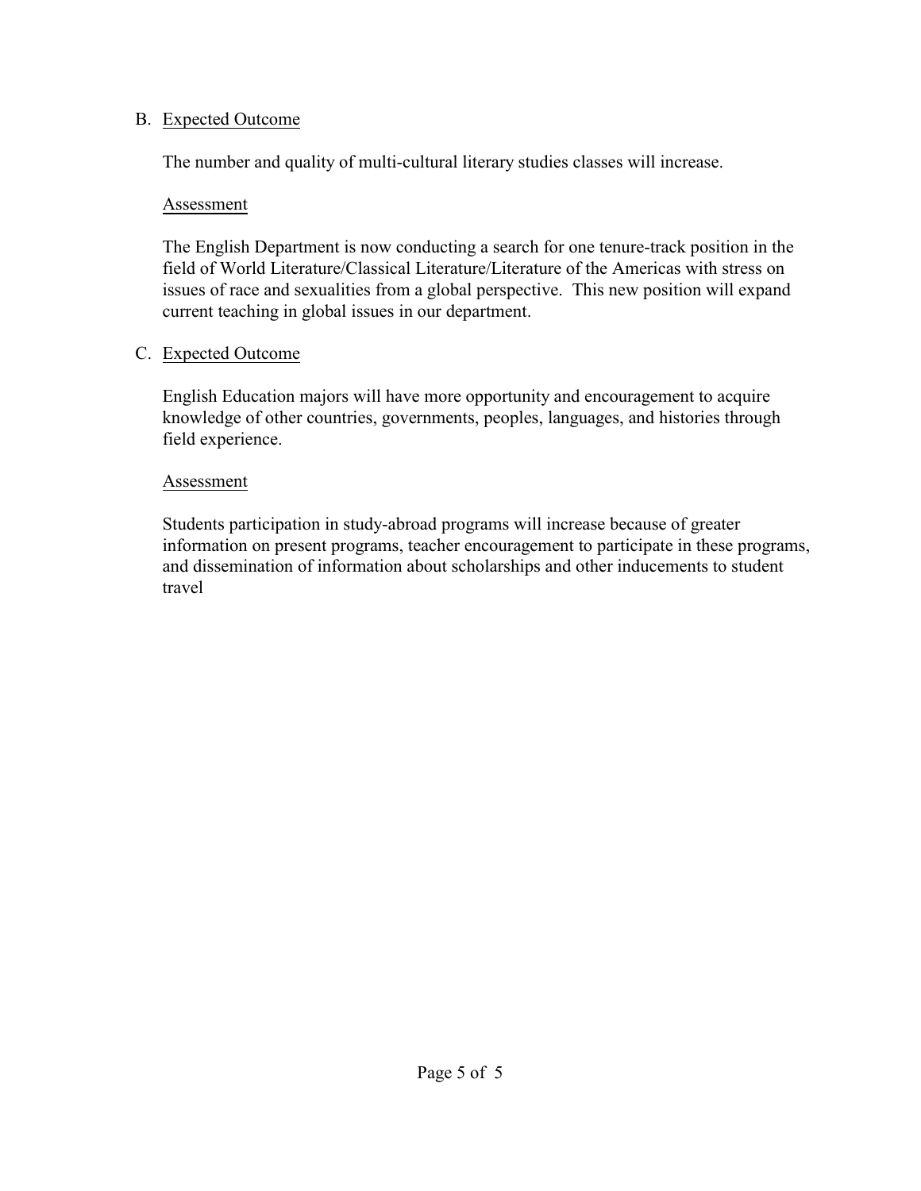B. Expected Outcome

The number and quality of multi-cultural literary studies classes will increase.

Assessment

The English Department is now conducting a search for one tenure-track position in the field of World Literature/Classical Literature/Literature of the Americas with stress on issues of race and sexualities from a global perspective. This new position will expand current teaching in global issues in our department.

C. Expected Outcome

English Education majors will have more opportunity and encouragement to acquire knowledge of other countries, governments, peoples, languages, and histories through field experience.

Assessment

Students participation in study-abroad programs will increase because of greater information on present programs, teacher encouragement to participate in these programs, and dissemination of information about scholarships and other inducements to student travel